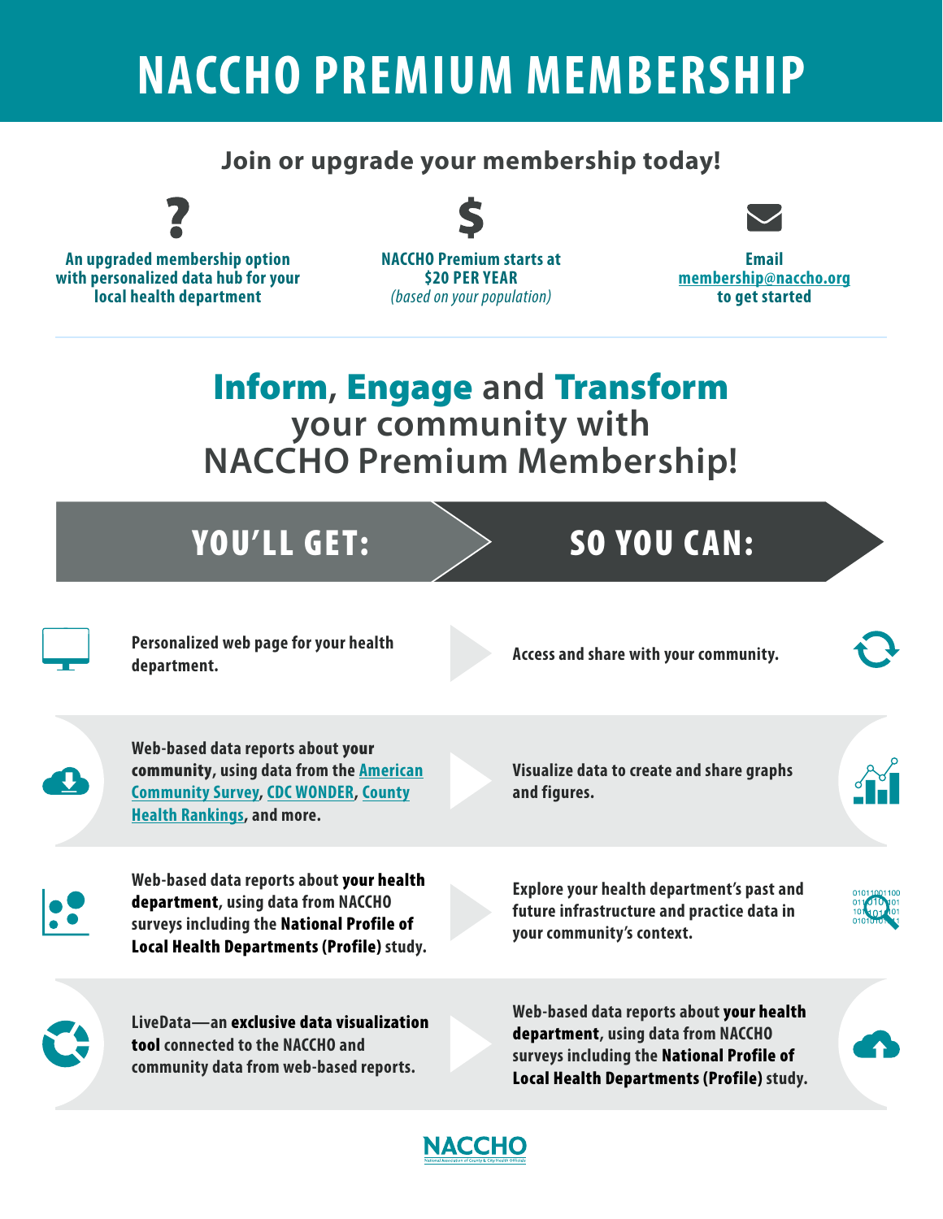# NACCHO PREMIUM MEMBERSHIP

## Join or upgrade your membership today!

**An upgraded membership option with personalized data hub for your local health department**

**NACCHO Premium starts at $20 PER YEAR**
*(based on your population)*

**Email membership@naccho.org to get started**

## Inform, Engage and Transform your community with NACCHO Premium Membership!

| YOU'LL GET: | SO YOU CAN: |
| --- | --- |
| **Personalized web page for your health department.** | **Access and share with your community.** |
| **Web-based data reports about your community, using data from the American Community Survey, CDC WONDER, County Health Rankings, and more.** | **Visualize data to create and share graphs and figures.** |
| Web-based data reports about **your health department**, using data from NACCHO surveys including the **National Profile of Local Health Departments (Profile)** study. | **Explore your health department's past and future infrastructure and practice data in your community's context.** |
| LiveData—an **exclusive data visualization tool** connected to the NACCHO and community data from web-based reports. | Web-based data reports about **your health department**, using data from NACCHO surveys including the **National Profile of Local Health Departments (Profile)** study. |

NACCHO
National Association of County & City Health Officials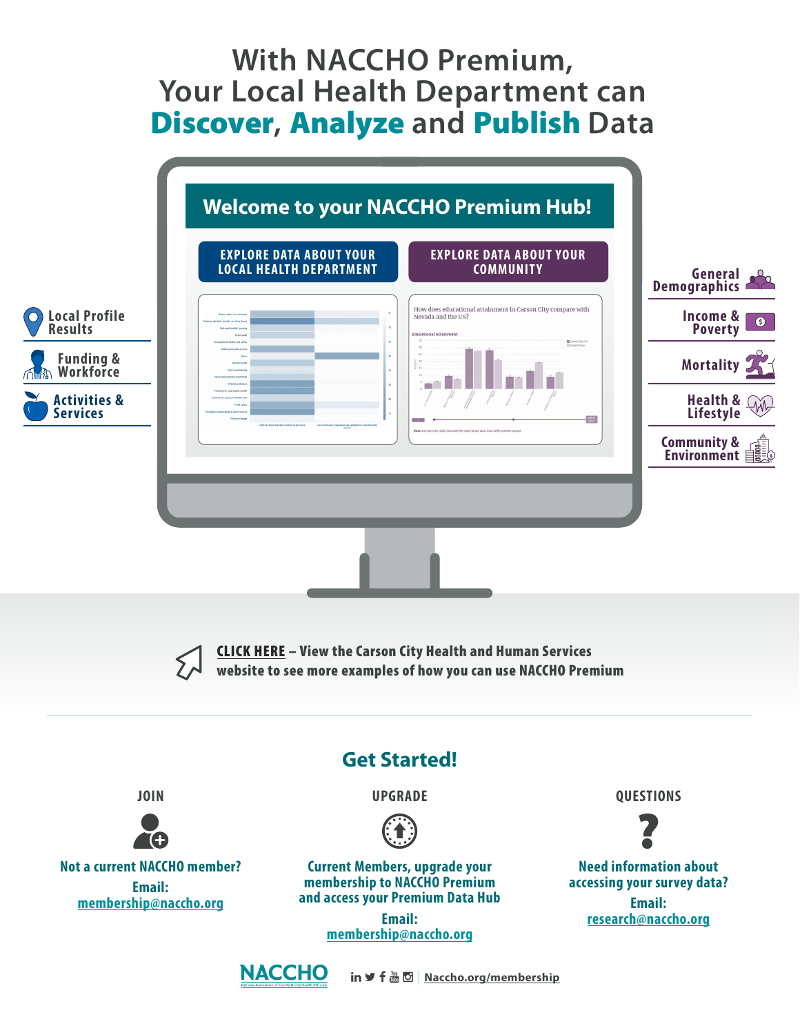# With NACCHO Premium, Your Local Health Department can **Discover**, **Analyze** and **Publish** Data

## Welcome to your NACCHO Premium Hub!

EXPLORE DATA ABOUT YOUR LOCAL HEALTH DEPARTMENT

EXPLORE DATA ABOUT YOUR COMMUNITY

How does educational attainment in Carson City compare with Nevada and the US?

Educational Attainment

- Local Profile Results
- Funding & Workforce
- Activities & Services

- General Demographics
- Income & Poverty
- Mortality
- Health & Lifestyle
- Community & Environment

**CLICK HERE** – View the Carson City Health and Human Services website to see more examples of how you can use NACCHO Premium

## Get Started!

### JOIN

Not a current NACCHO member?

Email:
membership@naccho.org

### UPGRADE

Current Members, upgrade your membership to NACCHO Premium and access your Premium Data Hub

Email:
membership@naccho.org

### QUESTIONS

Need information about accessing your survey data?

Email:
research@naccho.org

NACCHO

Naccho.org/membership